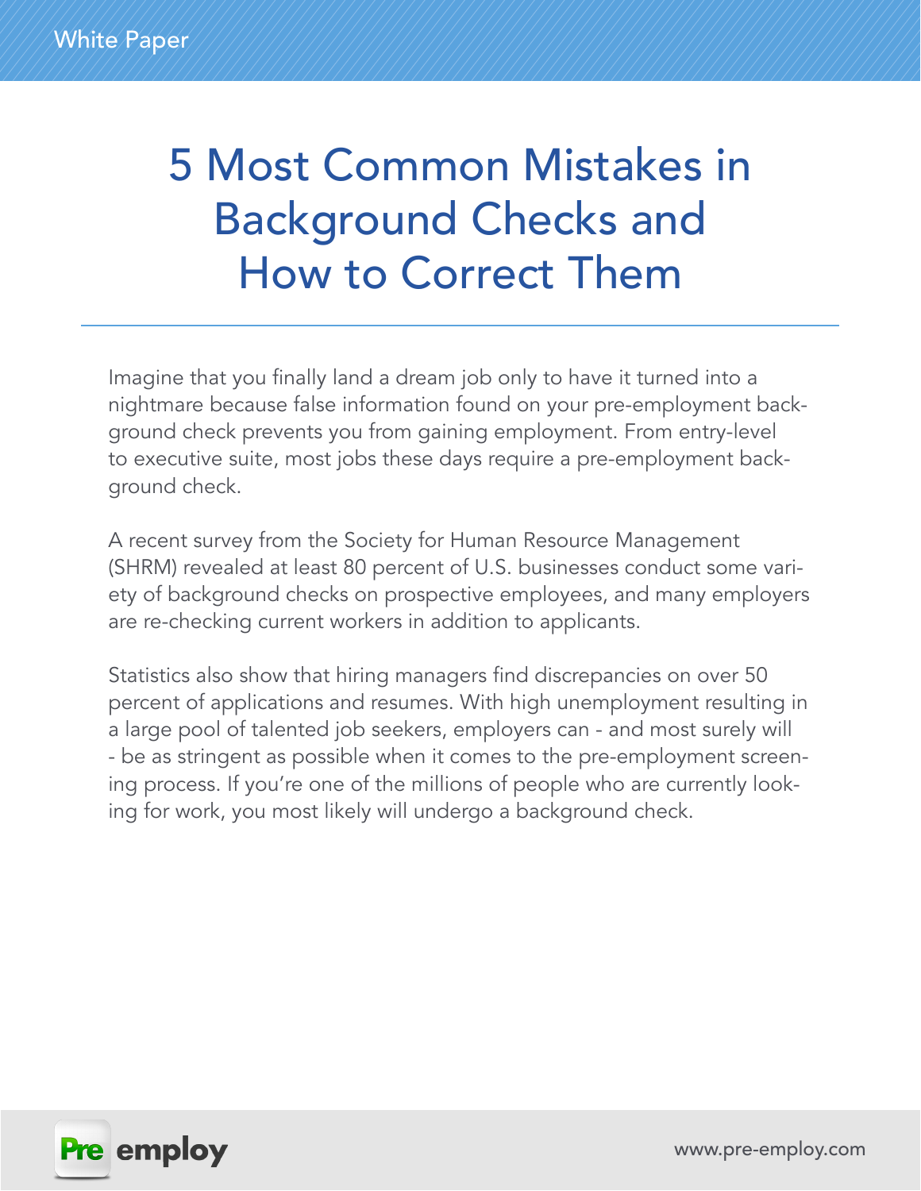# 5 Most Common Mistakes in Background Checks and How to Correct Them

Imagine that you finally land a dream job only to have it turned into a nightmare because false information found on your pre-employment background check prevents you from gaining employment. From entry-level to executive suite, most jobs these days require a pre-employment background check.

A recent survey from the Society for Human Resource Management (SHRM) revealed at least 80 percent of U.S. businesses conduct some variety of background checks on prospective employees, and many employers are re-checking current workers in addition to applicants.

Statistics also show that hiring managers find discrepancies on over 50 percent of applications and resumes. With high unemployment resulting in a large pool of talented job seekers, employers can - and most surely will - be as stringent as possible when it comes to the pre-employment screening process. If you're one of the millions of people who are currently looking for work, you most likely will undergo a background check.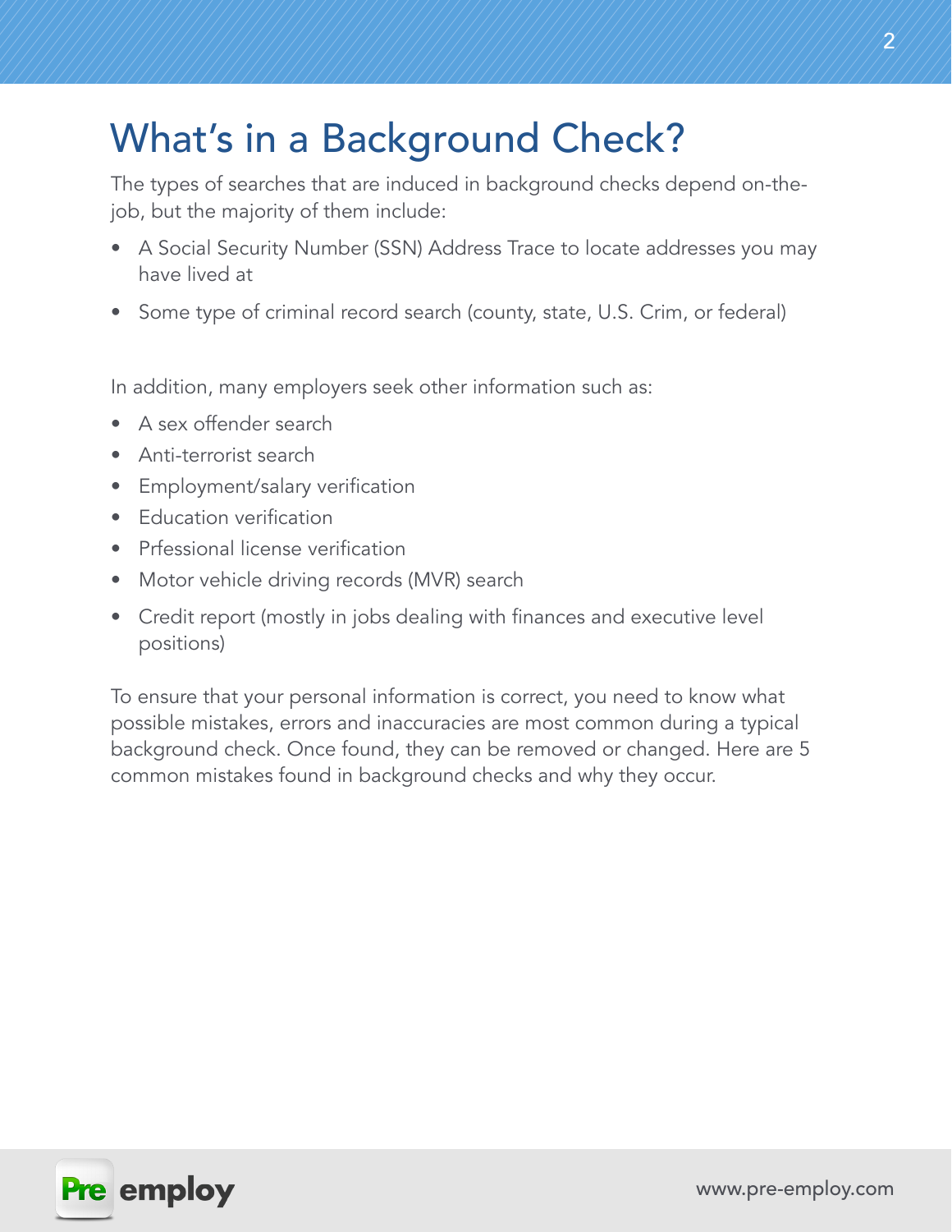# What's in a Background Check?

The types of searches that are induced in background checks depend on-the-job, but the majority of them include:

- A Social Security Number (SSN) Address Trace to locate addresses you may have lived at
- Some type of criminal record search (county, state, U.S. Crim, or federal)

In addition, many employers seek other information such as:

- A sex offender search
- Anti-terrorist search
- Employment/salary verification
- Education verification
- Prfessional license verification
- Motor vehicle driving records (MVR) search
- Credit report (mostly in jobs dealing with finances and executive level positions)

To ensure that your personal information is correct, you need to know what possible mistakes, errors and inaccuracies are most common during a typical background check. Once found, they can be removed or changed. Here are 5 common mistakes found in background checks and why they occur.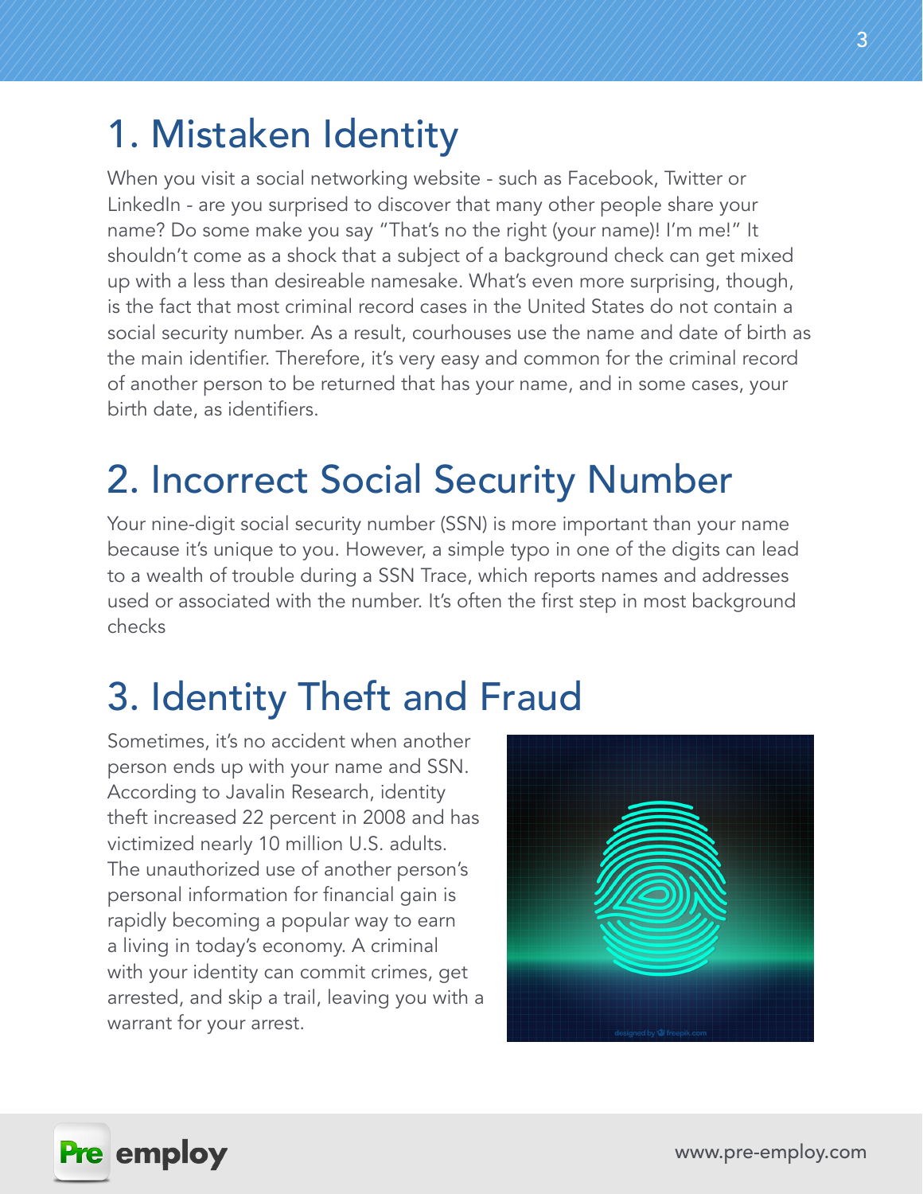# 1. Mistaken Identity

When you visit a social networking website - such as Facebook, Twitter or LinkedIn - are you surprised to discover that many other people share your name? Do some make you say "That's no the right (your name)! I'm me!" It shouldn't come as a shock that a subject of a background check can get mixed up with a less than desireable namesake. What's even more surprising, though, is the fact that most criminal record cases in the United States do not contain a social security number. As a result, courhouses use the name and date of birth as the main identifier. Therefore, it's very easy and common for the criminal record of another person to be returned that has your name, and in some cases, your birth date, as identifiers.

# 2. Incorrect Social Security Number

Your nine-digit social security number (SSN) is more important than your name because it's unique to you. However, a simple typo in one of the digits can lead to a wealth of trouble during a SSN Trace, which reports names and addresses used or associated with the number. It's often the first step in most background checks

# 3. Identity Theft and Fraud

Sometimes, it's no accident when another person ends up with your name and SSN. According to Javalin Research, identity theft increased 22 percent in 2008 and has victimized nearly 10 million U.S. adults. The unauthorized use of another person's personal information for financial gain is rapidly becoming a popular way to earn a living in today's economy. A criminal with your identity can commit crimes, get arrested, and skip a trail, leaving you with a warrant for your arrest.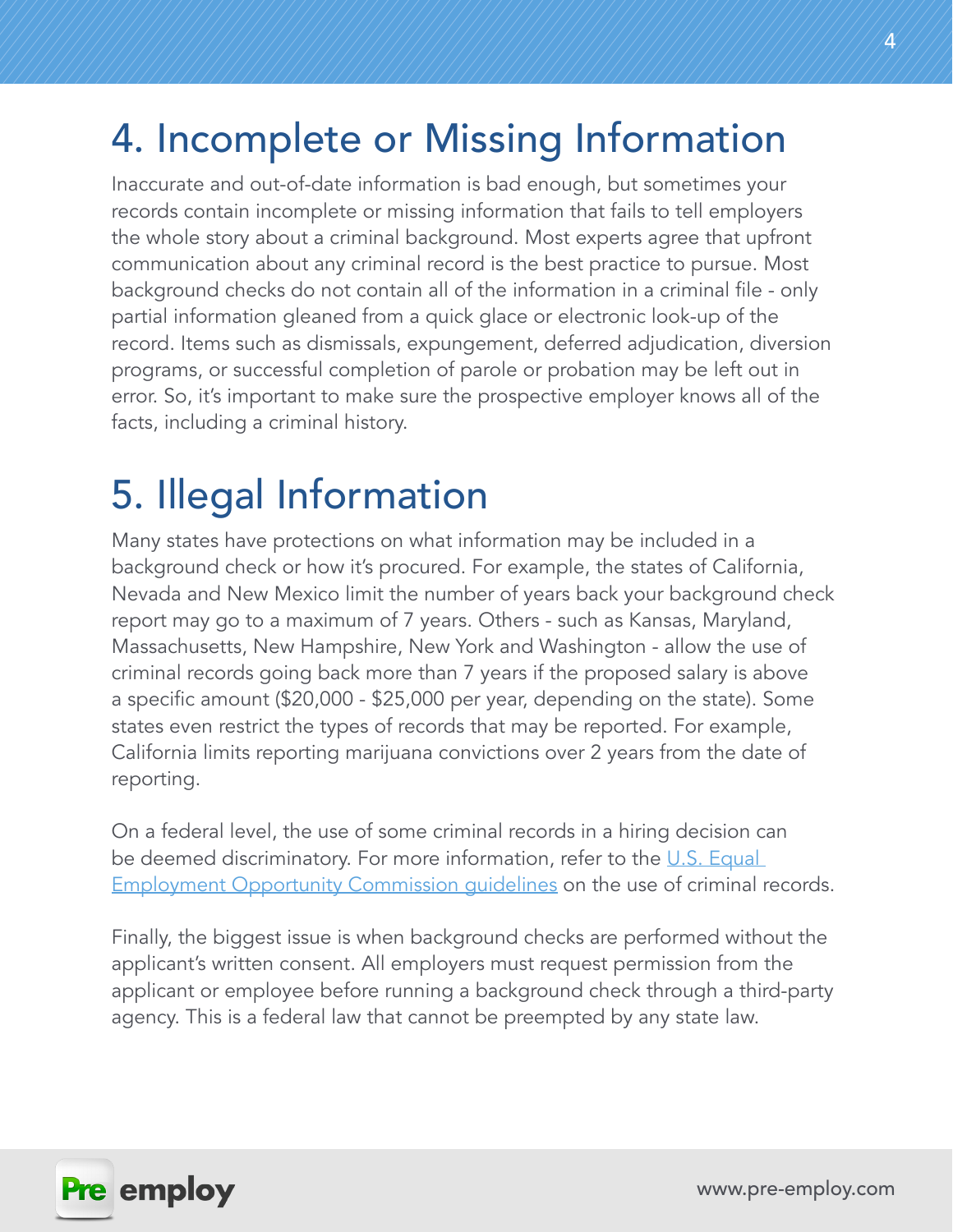## 4. Incomplete or Missing Information

Inaccurate and out-of-date information is bad enough, but sometimes your records contain incomplete or missing information that fails to tell employers the whole story about a criminal background. Most experts agree that upfront communication about any criminal record is the best practice to pursue. Most background checks do not contain all of the information in a criminal file - only partial information gleaned from a quick glace or electronic look-up of the record. Items such as dismissals, expungement, deferred adjudication, diversion programs, or successful completion of parole or probation may be left out in error. So, it's important to make sure the prospective employer knows all of the facts, including a criminal history.

## 5. Illegal Information

Many states have protections on what information may be included in a background check or how it's procured. For example, the states of California, Nevada and New Mexico limit the number of years back your background check report may go to a maximum of 7 years. Others - such as Kansas, Maryland, Massachusetts, New Hampshire, New York and Washington - allow the use of criminal records going back more than 7 years if the proposed salary is above a specific amount ($20,000 - $25,000 per year, depending on the state). Some states even restrict the types of records that may be reported. For example, California limits reporting marijuana convictions over 2 years from the date of reporting.

On a federal level, the use of some criminal records in a hiring decision can be deemed discriminatory. For more information, refer to the U.S. Equal Employment Opportunity Commission guidelines on the use of criminal records.

Finally, the biggest issue is when background checks are performed without the applicant's written consent. All employers must request permission from the applicant or employee before running a background check through a third-party agency. This is a federal law that cannot be preempted by any state law.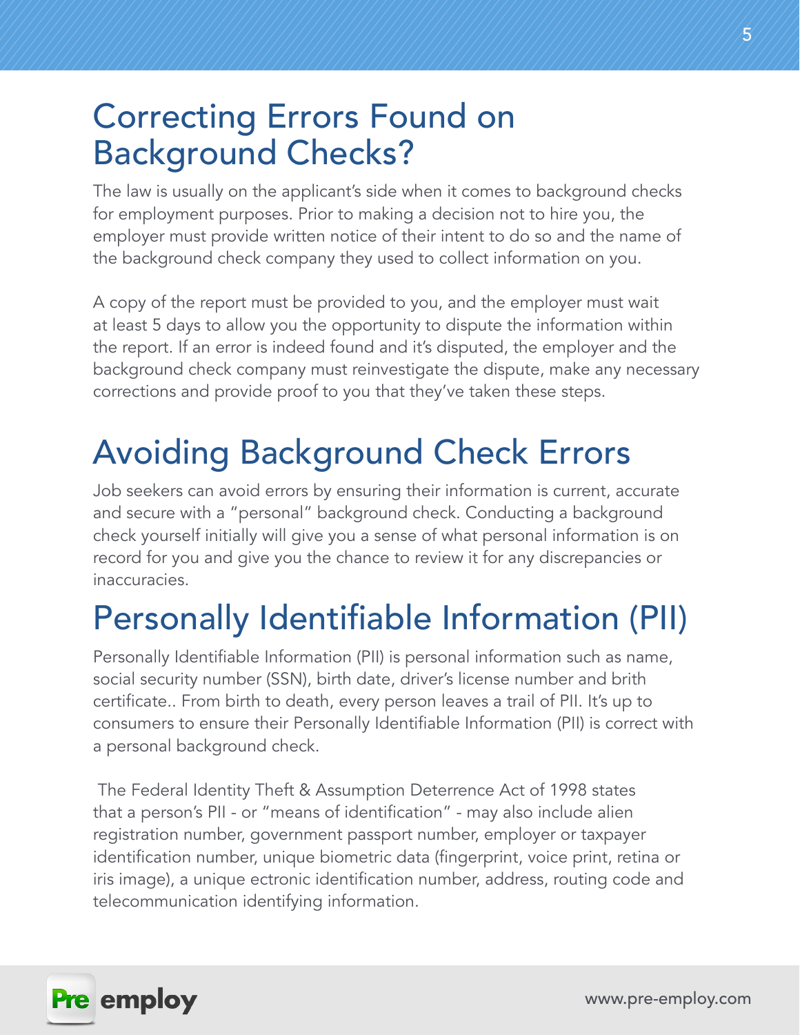## Correcting Errors Found on Background Checks?

The law is usually on the applicant's side when it comes to background checks for employment purposes. Prior to making a decision not to hire you, the employer must provide written notice of their intent to do so and the name of the background check company they used to collect information on you.

A copy of the report must be provided to you, and the employer must wait at least 5 days to allow you the opportunity to dispute the information within the report. If an error is indeed found and it's disputed, the employer and the background check company must reinvestigate the dispute, make any necessary corrections and provide proof to you that they've taken these steps.

## Avoiding Background Check Errors

Job seekers can avoid errors by ensuring their information is current, accurate and secure with a "personal" background check. Conducting a background check yourself initially will give you a sense of what personal information is on record for you and give you the chance to review it for any discrepancies or inaccuracies.

## Personally Identifiable Information (PII)

Personally Identifiable Information (PII) is personal information such as name, social security number (SSN), birth date, driver's license number and brith certificate.. From birth to death, every person leaves a trail of PII. It's up to consumers to ensure their Personally Identifiable Information (PII) is correct with a personal background check.

The Federal Identity Theft & Assumption Deterrence Act of 1998 states that a person's PII - or "means of identification" - may also include alien registration number, government passport number, employer or taxpayer identification number, unique biometric data (fingerprint, voice print, retina or iris image), a unique ectronic identification number, address, routing code and telecommunication identifying information.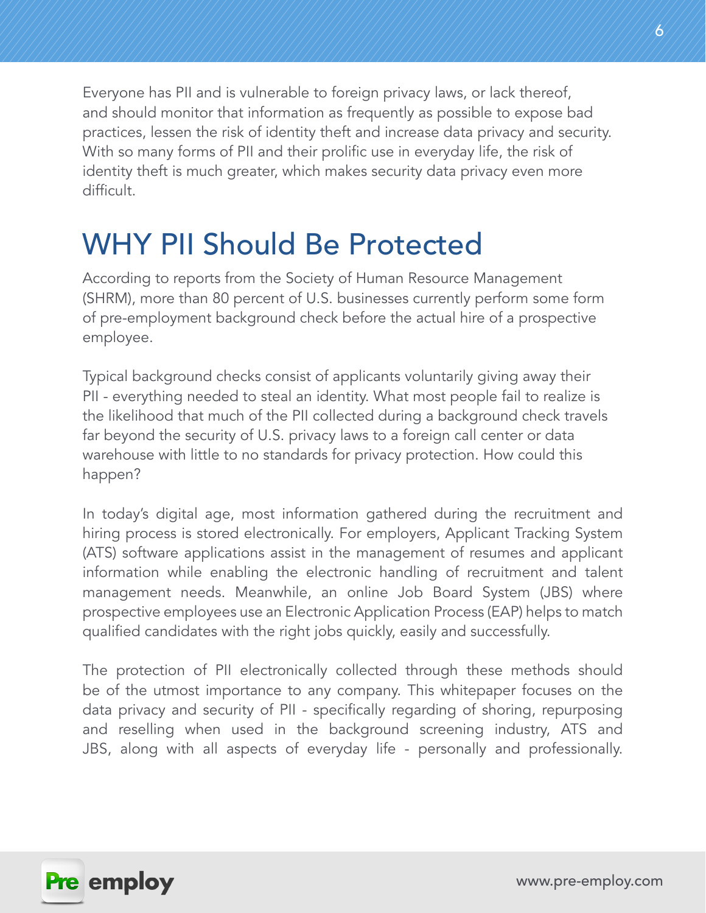Everyone has PII and is vulnerable to foreign privacy laws, or lack thereof, and should monitor that information as frequently as possible to expose bad practices, lessen the risk of identity theft and increase data privacy and security. With so many forms of PII and their prolific use in everyday life, the risk of identity theft is much greater, which makes security data privacy even more difficult.

# WHY PII Should Be Protected

According to reports from the Society of Human Resource Management (SHRM), more than 80 percent of U.S. businesses currently perform some form of pre-employment background check before the actual hire of a prospective employee.

Typical background checks consist of applicants voluntarily giving away their PII - everything needed to steal an identity. What most people fail to realize is the likelihood that much of the PII collected during a background check travels far beyond the security of U.S. privacy laws to a foreign call center or data warehouse with little to no standards for privacy protection. How could this happen?

In today's digital age, most information gathered during the recruitment and hiring process is stored electronically. For employers, Applicant Tracking System (ATS) software applications assist in the management of resumes and applicant information while enabling the electronic handling of recruitment and talent management needs. Meanwhile, an online Job Board System (JBS) where prospective employees use an Electronic Application Process (EAP) helps to match qualified candidates with the right jobs quickly, easily and successfully.

The protection of PII electronically collected through these methods should be of the utmost importance to any company. This whitepaper focuses on the data privacy and security of PII - specifically regarding of shoring, repurposing and reselling when used in the background screening industry, ATS and JBS, along with all aspects of everyday life - personally and professionally.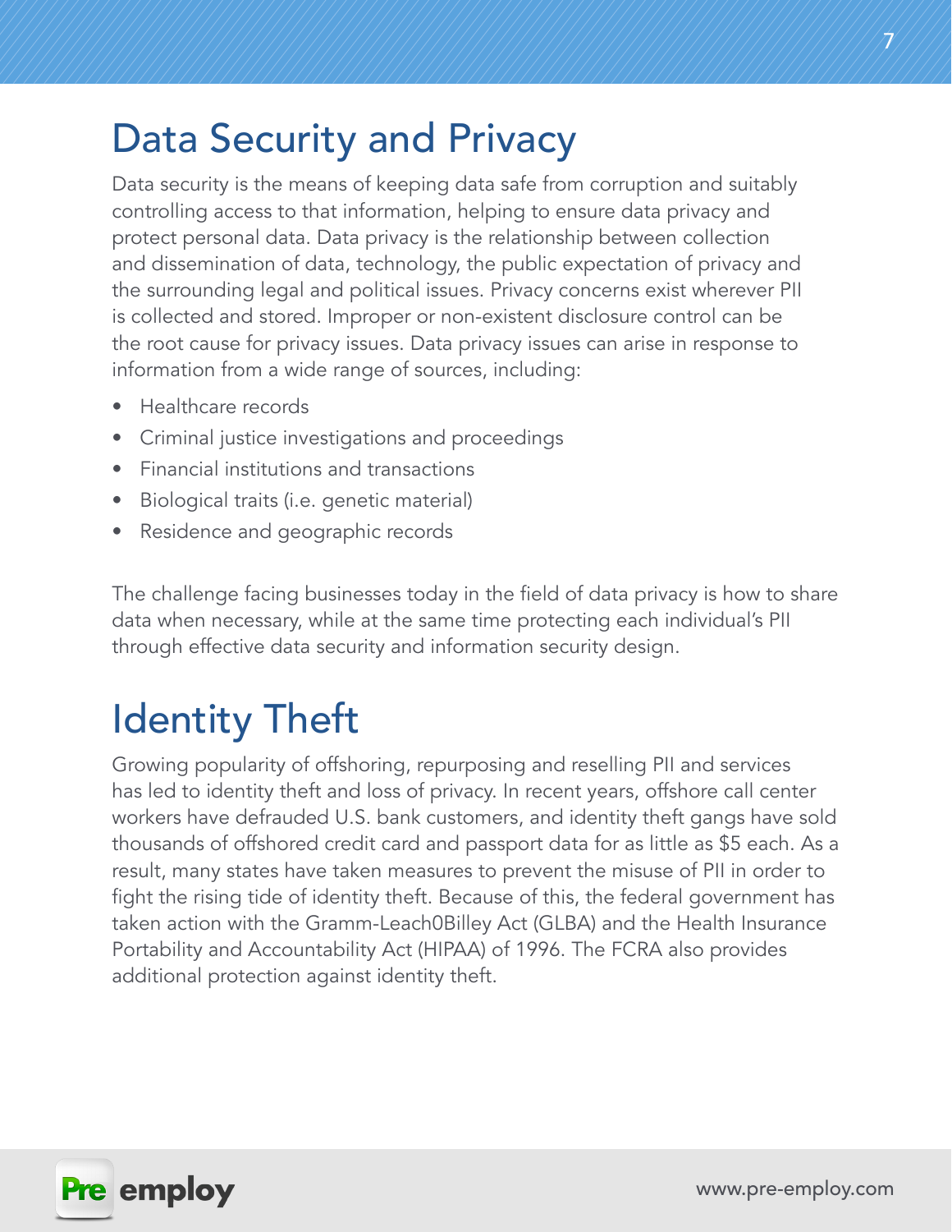# Data Security and Privacy

Data security is the means of keeping data safe from corruption and suitably controlling access to that information, helping to ensure data privacy and protect personal data. Data privacy is the relationship between collection and dissemination of data, technology, the public expectation of privacy and the surrounding legal and political issues. Privacy concerns exist wherever PII is collected and stored. Improper or non-existent disclosure control can be the root cause for privacy issues. Data privacy issues can arise in response to information from a wide range of sources, including:

- Healthcare records
- Criminal justice investigations and proceedings
- Financial institutions and transactions
- Biological traits (i.e. genetic material)
- Residence and geographic records

The challenge facing businesses today in the field of data privacy is how to share data when necessary, while at the same time protecting each individual's PII through effective data security and information security design.

# Identity Theft

Growing popularity of offshoring, repurposing and reselling PII and services has led to identity theft and loss of privacy. In recent years, offshore call center workers have defrauded U.S. bank customers, and identity theft gangs have sold thousands of offshored credit card and passport data for as little as $5 each. As a result, many states have taken measures to prevent the misuse of PII in order to fight the rising tide of identity theft. Because of this, the federal government has taken action with the Gramm-Leach0Billey Act (GLBA) and the Health Insurance Portability and Accountability Act (HIPAA) of 1996. The FCRA also provides additional protection against identity theft.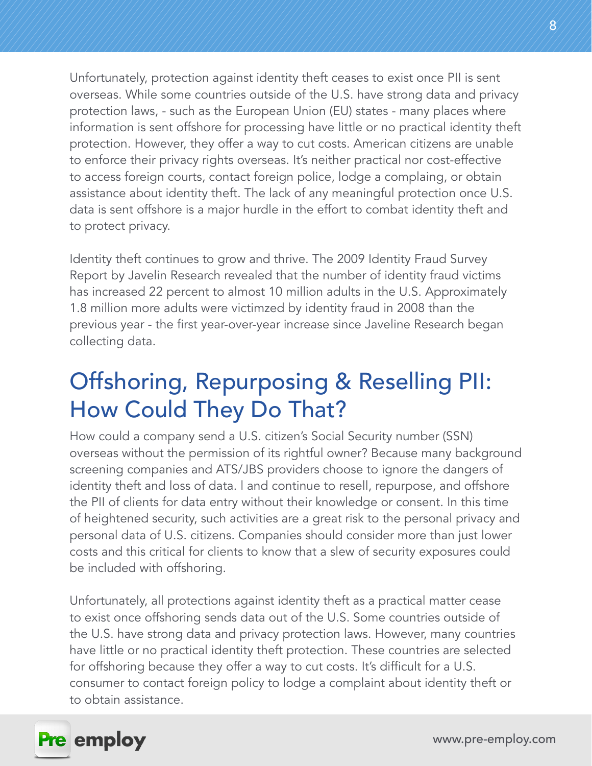Unfortunately, protection against identity theft ceases to exist once PII is sent overseas. While some countries outside of the U.S. have strong data and privacy protection laws, - such as the European Union (EU) states - many places where information is sent offshore for processing have little or no practical identity theft protection. However, they offer a way to cut costs. American citizens are unable to enforce their privacy rights overseas. It's neither practical nor cost-effective to access foreign courts, contact foreign police, lodge a complaing, or obtain assistance about identity theft. The lack of any meaningful protection once U.S. data is sent offshore is a major hurdle in the effort to combat identity theft and to protect privacy.

Identity theft continues to grow and thrive. The 2009 Identity Fraud Survey Report by Javelin Research revealed that the number of identity fraud victims has increased 22 percent to almost 10 million adults in the U.S. Approximately 1.8 million more adults were victimzed by identity fraud in 2008 than the previous year - the first year-over-year increase since Javeline Research began collecting data.

## Offshoring, Repurposing & Reselling PII: How Could They Do That?

How could a company send a U.S. citizen's Social Security number (SSN) overseas without the permission of its rightful owner? Because many background screening companies and ATS/JBS providers choose to ignore the dangers of identity theft and loss of data. l and continue to resell, repurpose, and offshore the PII of clients for data entry without their knowledge or consent. In this time of heightened security, such activities are a great risk to the personal privacy and personal data of U.S. citizens. Companies should consider more than just lower costs and this critical for clients to know that a slew of security exposures could be included with offshoring.

Unfortunately, all protections against identity theft as a practical matter cease to exist once offshoring sends data out of the U.S. Some countries outside of the U.S. have strong data and privacy protection laws. However, many countries have little or no practical identity theft protection. These countries are selected for offshoring because they offer a way to cut costs. It's difficult for a U.S. consumer to contact foreign policy to lodge a complaint about identity theft or to obtain assistance.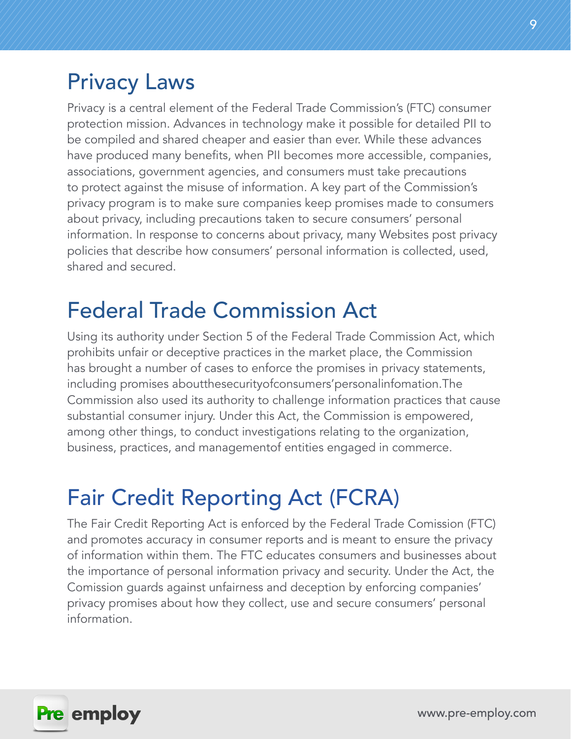## Privacy Laws

Privacy is a central element of the Federal Trade Commission's (FTC) consumer protection mission. Advances in technology make it possible for detailed PII to be compiled and shared cheaper and easier than ever. While these advances have produced many benefits, when PII becomes more accessible, companies, associations, government agencies, and consumers must take precautions to protect against the misuse of information. A key part of the Commission's privacy program is to make sure companies keep promises made to consumers about privacy, including precautions taken to secure consumers' personal information. In response to concerns about privacy, many Websites post privacy policies that describe how consumers' personal information is collected, used, shared and secured.

## Federal Trade Commission Act

Using its authority under Section 5 of the Federal Trade Commission Act, which prohibits unfair or deceptive practices in the market place, the Commission has brought a number of cases to enforce the promises in privacy statements, including promises aboutthesecurityofconsumers'personalinfomation.The Commission also used its authority to challenge information practices that cause substantial consumer injury. Under this Act, the Commission is empowered, among other things, to conduct investigations relating to the organization, business, practices, and managementof entities engaged in commerce.

## Fair Credit Reporting Act (FCRA)

The Fair Credit Reporting Act is enforced by the Federal Trade Comission (FTC) and promotes accuracy in consumer reports and is meant to ensure the privacy of information within them. The FTC educates consumers and businesses about the importance of personal information privacy and security. Under the Act, the Comission guards against unfairness and deception by enforcing companies' privacy promises about how they collect, use and secure consumers' personal information.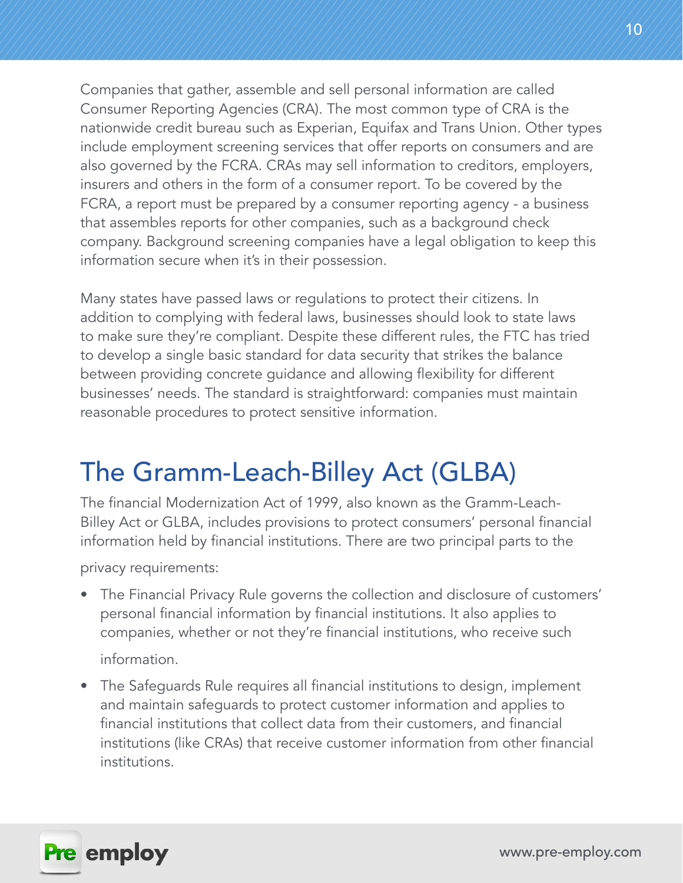Companies that gather, assemble and sell personal information are called Consumer Reporting Agencies (CRA). The most common type of CRA is the nationwide credit bureau such as Experian, Equifax and Trans Union. Other types include employment screening services that offer reports on consumers and are also governed by the FCRA. CRAs may sell information to creditors, employers, insurers and others in the form of a consumer report. To be covered by the FCRA, a report must be prepared by a consumer reporting agency - a business that assembles reports for other companies, such as a background check company. Background screening companies have a legal obligation to keep this information secure when it's in their possession.

Many states have passed laws or regulations to protect their citizens. In addition to complying with federal laws, businesses should look to state laws to make sure they're compliant. Despite these different rules, the FTC has tried to develop a single basic standard for data security that strikes the balance between providing concrete guidance and allowing flexibility for different businesses' needs. The standard is straightforward: companies must maintain reasonable procedures to protect sensitive information.

## The Gramm-Leach-Billey Act (GLBA)

The financial Modernization Act of 1999, also known as the Gramm-Leach-Billey Act or GLBA, includes provisions to protect consumers' personal financial information held by financial institutions. There are two principal parts to the privacy requirements:

- The Financial Privacy Rule governs the collection and disclosure of customers' personal financial information by financial institutions. It also applies to companies, whether or not they're financial institutions, who receive such information.
- The Safeguards Rule requires all financial institutions to design, implement and maintain safeguards to protect customer information and applies to financial institutions that collect data from their customers, and financial institutions (like CRAs) that receive customer information from other financial institutions.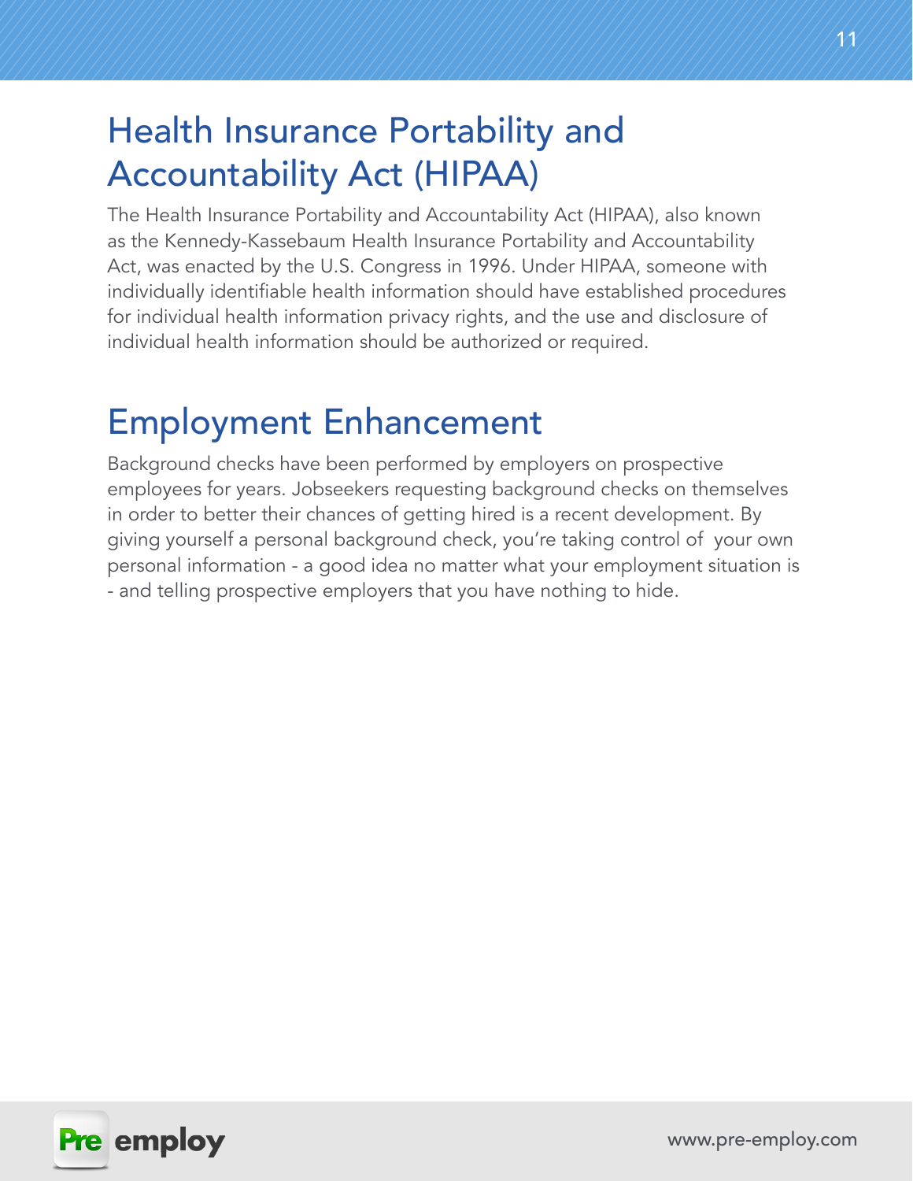## Health Insurance Portability and Accountability Act (HIPAA)

The Health Insurance Portability and Accountability Act (HIPAA), also known as the Kennedy-Kassebaum Health Insurance Portability and Accountability Act, was enacted by the U.S. Congress in 1996. Under HIPAA, someone with individually identifiable health information should have established procedures for individual health information privacy rights, and the use and disclosure of individual health information should be authorized or required.

## Employment Enhancement

Background checks have been performed by employers on prospective employees for years. Jobseekers requesting background checks on themselves in order to better their chances of getting hired is a recent development. By giving yourself a personal background check, you're taking control of your own personal information - a good idea no matter what your employment situation is - and telling prospective employers that you have nothing to hide.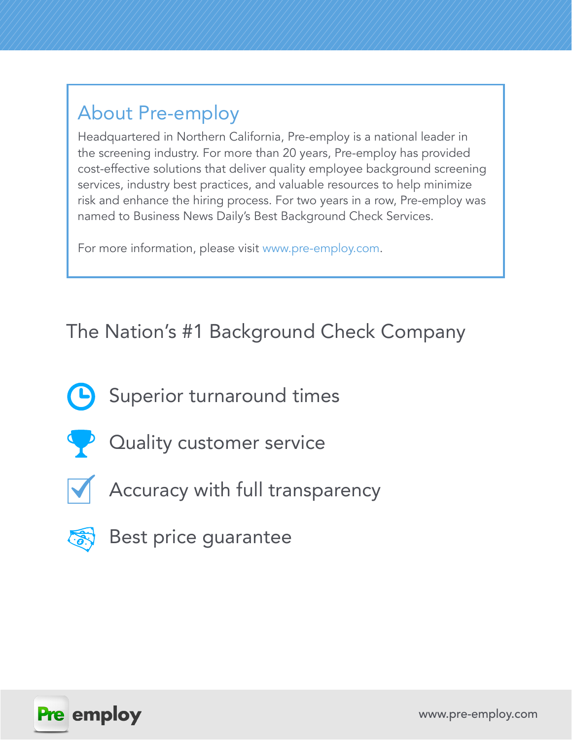## About Pre-employ

Headquartered in Northern California, Pre-employ is a national leader in the screening industry. For more than 20 years, Pre-employ has provided cost-effective solutions that deliver quality employee background screening services, industry best practices, and valuable resources to help minimize risk and enhance the hiring process. For two years in a row, Pre-employ was named to Business News Daily's Best Background Check Services.

For more information, please visit www.pre-employ.com.

## The Nation's #1 Background Check Company

- Superior turnaround times
- Quality customer service
- Accuracy with full transparency
- Best price guarantee